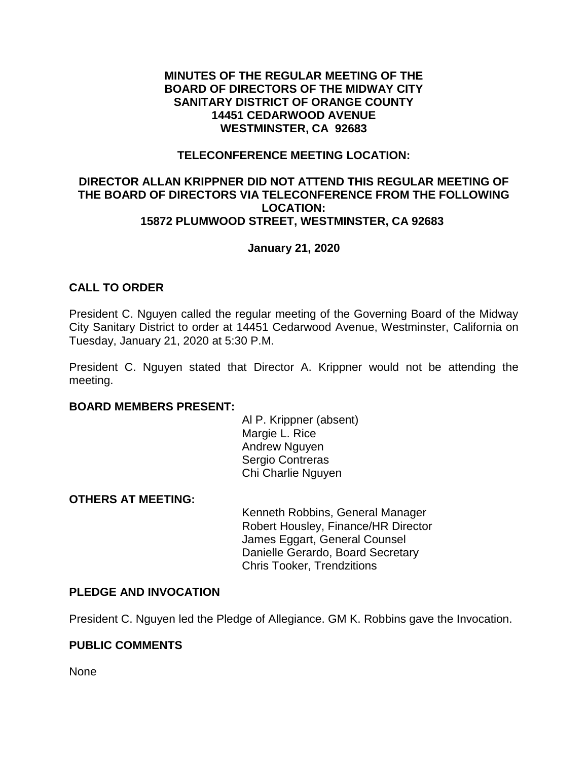**MINUTES OF THE REGULAR MEETING OF THE BOARD OF DIRECTORS OF THE MIDWAY CITY SANITARY DISTRICT OF ORANGE COUNTY 14451 CEDARWOOD AVENUE WESTMINSTER, CA 92683**

**TELECONFERENCE MEETING LOCATION:**

**DIRECTOR ALLAN KRIPPNER DID NOT ATTEND THIS REGULAR MEETING OF THE BOARD OF DIRECTORS VIA TELECONFERENCE FROM THE FOLLOWING LOCATION: 15872 PLUMWOOD STREET, WESTMINSTER, CA 92683**

**January 21, 2020**

## CALL TO ORDER

President C. Nguyen called the regular meeting of the Governing Board of the Midway City Sanitary District to order at 14451 Cedarwood Avenue, Westminster, California on Tuesday, January 21, 2020 at 5:30 P.M.

President C. Nguyen stated that Director A. Krippner would not be attending the meeting.

**BOARD MEMBERS PRESENT:**

Al P. Krippner (absent)
Margie L. Rice
Andrew Nguyen
Sergio Contreras
Chi Charlie Nguyen

**OTHERS AT MEETING:**

Kenneth Robbins, General Manager
Robert Housley, Finance/HR Director
James Eggart, General Counsel
Danielle Gerardo, Board Secretary
Chris Tooker, Trendzitions

## PLEDGE AND INVOCATION

President C. Nguyen led the Pledge of Allegiance. GM K. Robbins gave the Invocation.

## PUBLIC COMMENTS

None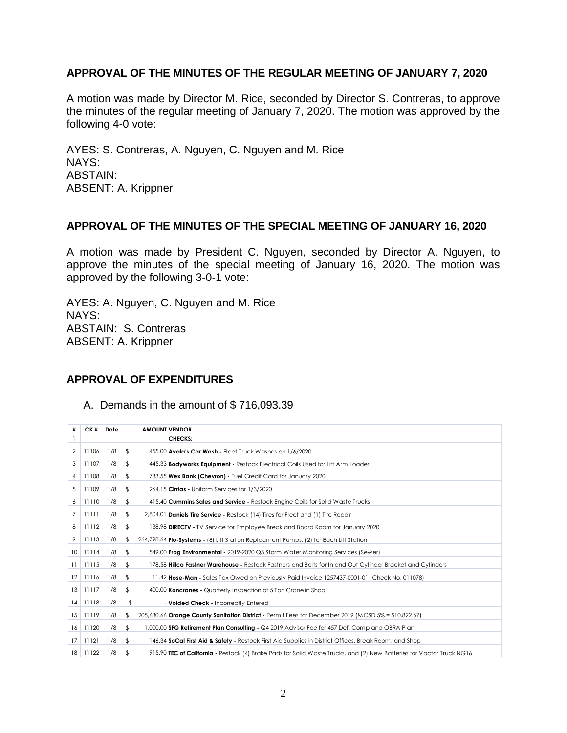## APPROVAL OF THE MINUTES OF THE REGULAR MEETING OF JANUARY 7, 2020

A motion was made by Director M. Rice, seconded by Director S. Contreras, to approve the minutes of the regular meeting of January 7, 2020. The motion was approved by the following 4-0 vote:

AYES: S. Contreras, A. Nguyen, C. Nguyen and M. Rice
NAYS:
ABSTAIN:
ABSENT: A. Krippner

## APPROVAL OF THE MINUTES OF THE SPECIAL MEETING OF JANUARY 16, 2020

A motion was made by President C. Nguyen, seconded by Director A. Nguyen, to approve the minutes of the special meeting of January 16, 2020. The motion was approved by the following 3-0-1 vote:

AYES: A. Nguyen, C. Nguyen and M. Rice
NAYS:
ABSTAIN: S. Contreras
ABSENT: A. Krippner

## APPROVAL OF EXPENDITURES

A. Demands in the amount of $ 716,093.39

| # | CK # | Date | AMOUNT | VENDOR |
|---|---|---|---|---|
| 1 | | | | **CHECKS:** |
| 2 | 11106 | 1/8 | $ 455.00 | **Ayala's Car Wash -** Fleet Truck Washes on 1/6/2020 |
| 3 | 11107 | 1/8 | $ 445.33 | **Bodyworks Equipment -** Restock Electrical Coils Used for Lift Arm Loader |
| 4 | 11108 | 1/8 | $ 733.55 | **Wex Bank (Chevron) -** Fuel Credit Card for January 2020 |
| 5 | 11109 | 1/8 | $ 264.15 | **Cintas -** Uniform Services for 1/3/2020 |
| 6 | 11110 | 1/8 | $ 415.40 | **Cummins Sales and Service -** Restock Engine Coils for Solid Waste Trucks |
| 7 | 11111 | 1/8 | $ 2,804.01 | **Daniels Tire Service -** Restock (14) Tires for Fleet and (1) Tire Repair |
| 8 | 11112 | 1/8 | $ 138.98 | **DIRECTV -** TV Service for Employee Break and Board Room for January 2020 |
| 9 | 11113 | 1/8 | $ 264,798.64 | **Flo-Systems -** (8) Lift Station Replacment Pumps, (2) for Each Lift Station |
| 10 | 11114 | 1/8 | $ 549.00 | **Frog Environmental -** 2019-2020 Q3 Storm Water Monitoring Services (Sewer) |
| 11 | 11115 | 1/8 | $ 178.58 | **Hillco Fastner Warehouse -** Restock Fastners and Bolts for In and Out Cylinder Bracket and Cylinders |
| 12 | 11116 | 1/8 | $ 11.42 | **Hose-Man -** Sales Tax Owed on Previously Paid Invoice 1257437-0001-01 (Check No. 011078) |
| 13 | 11117 | 1/8 | $ 400.00 | **Koncranes -** Quarterly Inspection of 5 Ton Crane in Shop |
| 14 | 11118 | 1/8 | $ - | **Voided Check -** Incorrectly Entered |
| 15 | 11119 | 1/8 | $ 205,630.66 | **Orange County Sanitation District -** Permit Fees for December 2019 (MCSD 5% = $10,822.67) |
| 16 | 11120 | 1/8 | $ 1,000.00 | **SFG Retirement Plan Consulting -** Q4 2019 Advisor Fee for 457 Def. Comp and OBRA Plan |
| 17 | 11121 | 1/8 | $ 146.34 | **SoCal First Aid & Safety -** Restock First Aid Supplies in District Offices, Break Room, and Shop |
| 18 | 11122 | 1/8 | $ 915.90 | **TEC of California -** Restock (4) Brake Pads for Solid Waste Trucks, and (2) New Batteries for Vactor Truck NG16 |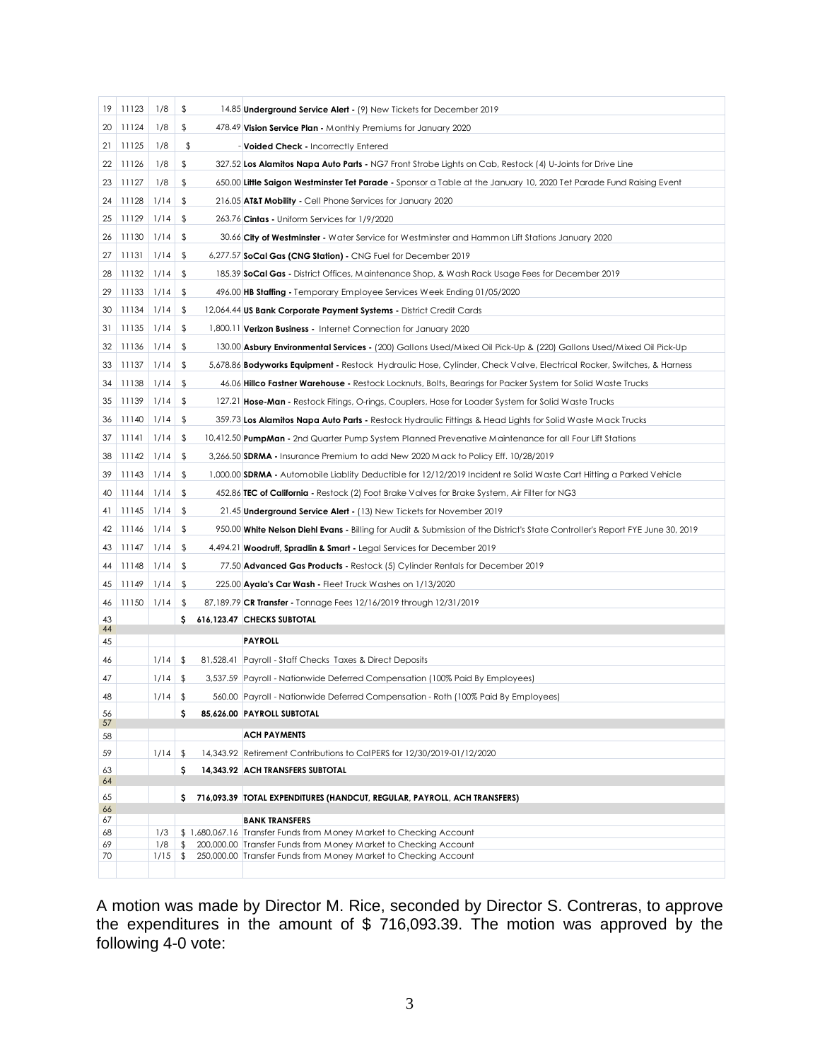| | | | | |
|---|---|---|---|---|
| 19 | 11123 | 1/8 | $ 14.85 | **Underground Service Alert -** (9) New Tickets for December 2019 |
| 20 | 11124 | 1/8 | $ 478.49 | **Vision Service Plan -** Monthly Premiums for January 2020 |
| 21 | 11125 | 1/8 | $ - | **Voided Check -** Incorrectly Entered |
| 22 | 11126 | 1/8 | $ 327.52 | **Los Alamitos Napa Auto Parts -** NG7 Front Strobe Lights on Cab, Restock (4) U-Joints for Drive Line |
| 23 | 11127 | 1/8 | $ 650.00 | **Little Saigon Westminster Tet Parade -** Sponsor a Table at the January 10, 2020 Tet Parade Fund Raising Event |
| 24 | 11128 | 1/14 | $ 216.05 | **AT&T Mobility -** Cell Phone Services for January 2020 |
| 25 | 11129 | 1/14 | $ 263.76 | **Cintas -** Uniform Services for 1/9/2020 |
| 26 | 11130 | 1/14 | $ 30.66 | **City of Westminster -** Water Service for Westminster and Hammon Lift Stations January 2020 |
| 27 | 11131 | 1/14 | $ 6,277.57 | **SoCal Gas (CNG Station) -** CNG Fuel for December 2019 |
| 28 | 11132 | 1/14 | $ 185.39 | **SoCal Gas -** District Offices, Maintenance Shop, & Wash Rack Usage Fees for December 2019 |
| 29 | 11133 | 1/14 | $ 496.00 | **HB Staffing -** Temporary Employee Services Week Ending 01/05/2020 |
| 30 | 11134 | 1/14 | $ 12,064.44 | **US Bank Corporate Payment Systems -** District Credit Cards |
| 31 | 11135 | 1/14 | $ 1,800.11 | **Verizon Business -** Internet Connection for January 2020 |
| 32 | 11136 | 1/14 | $ 130.00 | **Asbury Environmental Services -** (200) Gallons Used/Mixed Oil Pick-Up & (220) Gallons Used/Mixed Oil Pick-Up |
| 33 | 11137 | 1/14 | $ 5,678.86 | **Bodyworks Equipment -** Restock Hydraulic Hose, Cylinder, Check Valve, Electrical Rocker, Switches, & Harness |
| 34 | 11138 | 1/14 | $ 46.06 | **Hillco Fastner Warehouse -** Restock Locknuts, Bolts, Bearings for Packer System for Solid Waste Trucks |
| 35 | 11139 | 1/14 | $ 127.21 | **Hose-Man -** Restock Fitings, O-rings, Couplers, Hose for Loader System for Solid Waste Trucks |
| 36 | 11140 | 1/14 | $ 359.73 | **Los Alamitos Napa Auto Parts -** Restock Hydraulic Fittings & Head Lights for Solid Waste Mack Trucks |
| 37 | 11141 | 1/14 | $ 10,412.50 | **PumpMan -** 2nd Quarter Pump System Planned Prevenative Maintenance for all Four Lift Stations |
| 38 | 11142 | 1/14 | $ 3,266.50 | **SDRMA -** Insurance Premium to add New 2020 Mack to Policy Eff. 10/28/2019 |
| 39 | 11143 | 1/14 | $ 1,000.00 | **SDRMA -** Automobile Liablity Deductible for 12/12/2019 Incident re Solid Waste Cart Hitting a Parked Vehicle |
| 40 | 11144 | 1/14 | $ 452.86 | **TEC of California -** Restock (2) Foot Brake Valves for Brake System, Air Filter for NG3 |
| 41 | 11145 | 1/14 | $ 21.45 | **Underground Service Alert -** (13) New Tickets for November 2019 |
| 42 | 11146 | 1/14 | $ 950.00 | **White Nelson Diehl Evans -** Billing for Audit & Submission of the District's State Controller's Report FYE June 30, 2019 |
| 43 | 11147 | 1/14 | $ 4,494.21 | **Woodruff, Spradlin & Smart -** Legal Services for December 2019 |
| 44 | 11148 | 1/14 | $ 77.50 | **Advanced Gas Products -** Restock (5) Cylinder Rentals for December 2019 |
| 45 | 11149 | 1/14 | $ 225.00 | **Ayala's Car Wash -** Fleet Truck Washes on 1/13/2020 |
| 46 | 11150 | 1/14 | $ 87,189.79 | **CR Transfer -** Tonnage Fees 12/16/2019 through 12/31/2019 |
| 43 | | | **$ 616,123.47** | **CHECKS SUBTOTAL** |
| 44 | | | | |
| 45 | | | | **PAYROLL** |
| 46 | | 1/14 | $ 81,528.41 | Payroll - Staff Checks Taxes & Direct Deposits |
| 47 | | 1/14 | $ 3,537.59 | Payroll - Nationwide Deferred Compensation (100% Paid By Employees) |
| 48 | | 1/14 | $ 560.00 | Payroll - Nationwide Deferred Compensation - Roth (100% Paid By Employees) |
| 56 | | | **$ 85,626.00** | **PAYROLL SUBTOTAL** |
| 57 | | | | |
| 58 | | | | **ACH PAYMENTS** |
| 59 | | 1/14 | $ 14,343.92 | Retirement Contributions to CalPERS for 12/30/2019-01/12/2020 |
| 63 | | | **$ 14,343.92** | **ACH TRANSFERS SUBTOTAL** |
| 64 | | | | |
| 65 | | | **$ 716,093.39** | **TOTAL EXPENDITURES (HANDCUT, REGULAR, PAYROLL, ACH TRANSFERS)** |
| 66 | | | | |
| 67 | | | | **BANK TRANSFERS** |
| 68 | | 1/3 | $ 1,680,067.16 | Transfer Funds from Money Market to Checking Account |
| 69 | | 1/8 | $ 200,000.00 | Transfer Funds from Money Market to Checking Account |
| 70 | | 1/15 | $ 250,000.00 | Transfer Funds from Money Market to Checking Account |

A motion was made by Director M. Rice, seconded by Director S. Contreras, to approve the expenditures in the amount of $ 716,093.39. The motion was approved by the following 4-0 vote: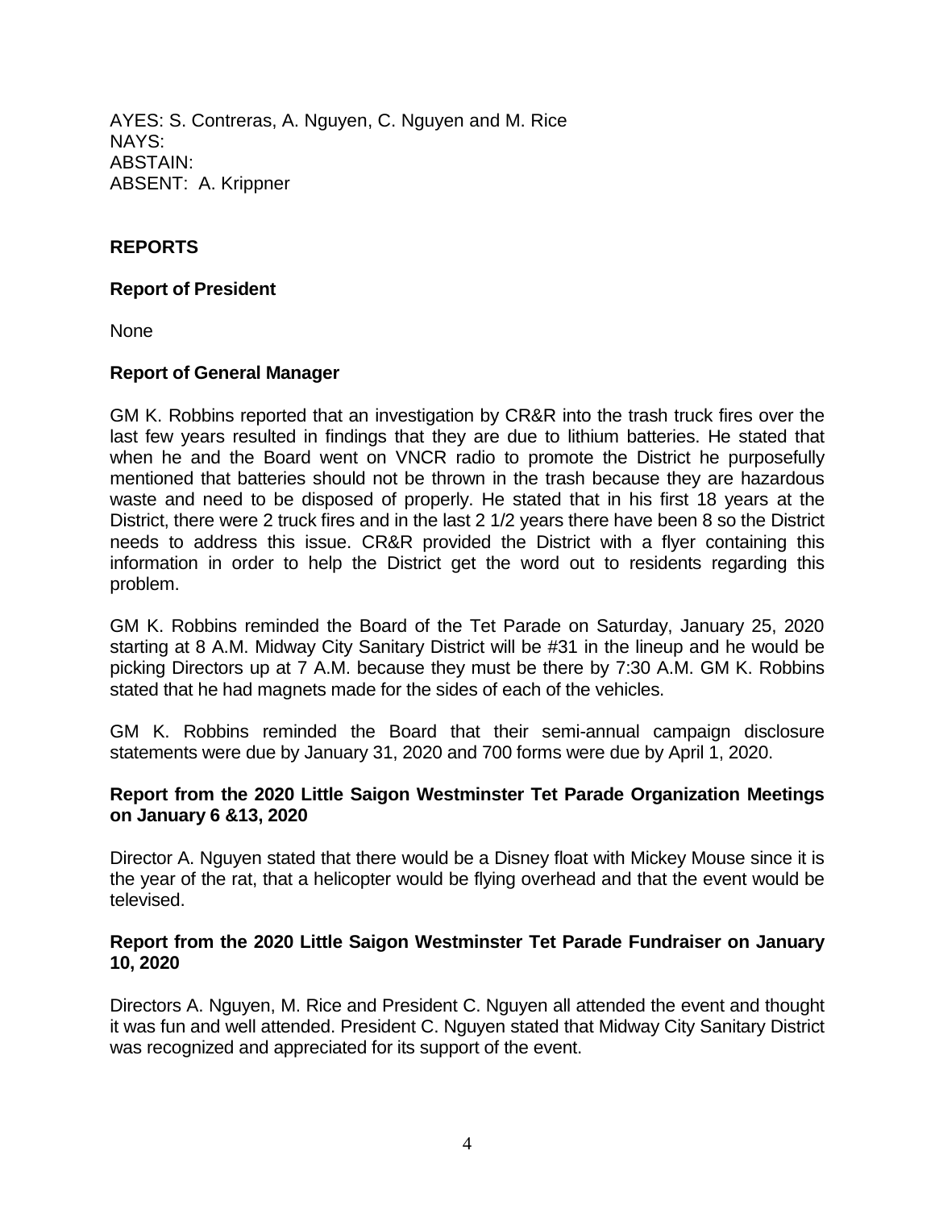AYES: S. Contreras, A. Nguyen, C. Nguyen and M. Rice
NAYS:
ABSTAIN:
ABSENT: A. Krippner

## REPORTS

### Report of President

None

### Report of General Manager

GM K. Robbins reported that an investigation by CR&R into the trash truck fires over the last few years resulted in findings that they are due to lithium batteries. He stated that when he and the Board went on VNCR radio to promote the District he purposefully mentioned that batteries should not be thrown in the trash because they are hazardous waste and need to be disposed of properly. He stated that in his first 18 years at the District, there were 2 truck fires and in the last 2 1/2 years there have been 8 so the District needs to address this issue. CR&R provided the District with a flyer containing this information in order to help the District get the word out to residents regarding this problem.

GM K. Robbins reminded the Board of the Tet Parade on Saturday, January 25, 2020 starting at 8 A.M. Midway City Sanitary District will be #31 in the lineup and he would be picking Directors up at 7 A.M. because they must be there by 7:30 A.M. GM K. Robbins stated that he had magnets made for the sides of each of the vehicles.

GM K. Robbins reminded the Board that their semi-annual campaign disclosure statements were due by January 31, 2020 and 700 forms were due by April 1, 2020.

### Report from the 2020 Little Saigon Westminster Tet Parade Organization Meetings on January 6 &13, 2020

Director A. Nguyen stated that there would be a Disney float with Mickey Mouse since it is the year of the rat, that a helicopter would be flying overhead and that the event would be televised.

### Report from the 2020 Little Saigon Westminster Tet Parade Fundraiser on January 10, 2020

Directors A. Nguyen, M. Rice and President C. Nguyen all attended the event and thought it was fun and well attended. President C. Nguyen stated that Midway City Sanitary District was recognized and appreciated for its support of the event.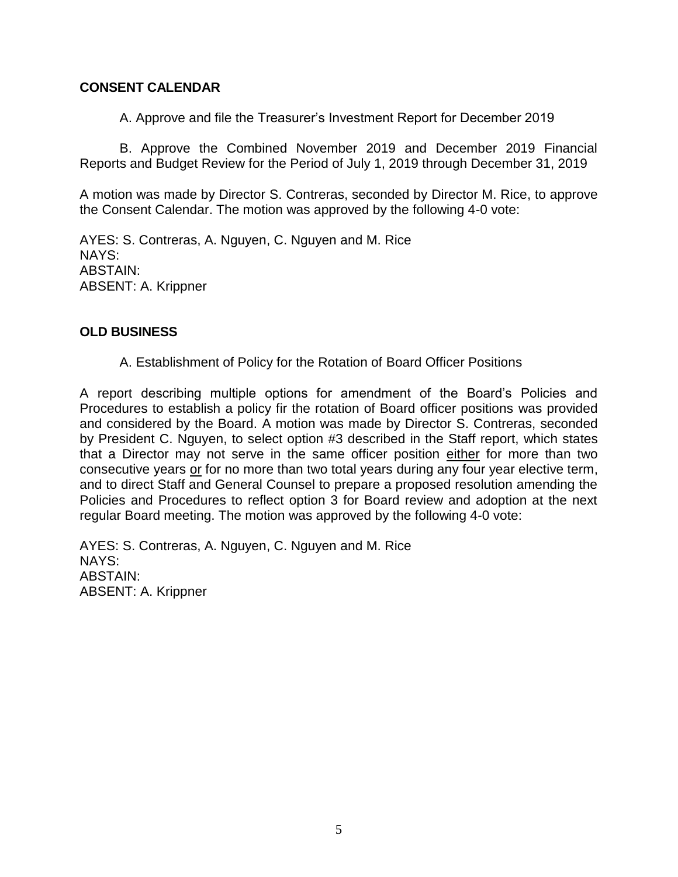**CONSENT CALENDAR**

A. Approve and file the Treasurer's Investment Report for December 2019

B. Approve the Combined November 2019 and December 2019 Financial Reports and Budget Review for the Period of July 1, 2019 through December 31, 2019

A motion was made by Director S. Contreras, seconded by Director M. Rice, to approve the Consent Calendar. The motion was approved by the following 4-0 vote:

AYES: S. Contreras, A. Nguyen, C. Nguyen and M. Rice
NAYS:
ABSTAIN:
ABSENT: A. Krippner

**OLD BUSINESS**

A. Establishment of Policy for the Rotation of Board Officer Positions

A report describing multiple options for amendment of the Board's Policies and Procedures to establish a policy fir the rotation of Board officer positions was provided and considered by the Board. A motion was made by Director S. Contreras, seconded by President C. Nguyen, to select option #3 described in the Staff report, which states that a Director may not serve in the same officer position <u>either</u> for more than two consecutive years <u>or</u> for no more than two total years during any four year elective term, and to direct Staff and General Counsel to prepare a proposed resolution amending the Policies and Procedures to reflect option 3 for Board review and adoption at the next regular Board meeting. The motion was approved by the following 4-0 vote:

AYES: S. Contreras, A. Nguyen, C. Nguyen and M. Rice
NAYS:
ABSTAIN:
ABSENT: A. Krippner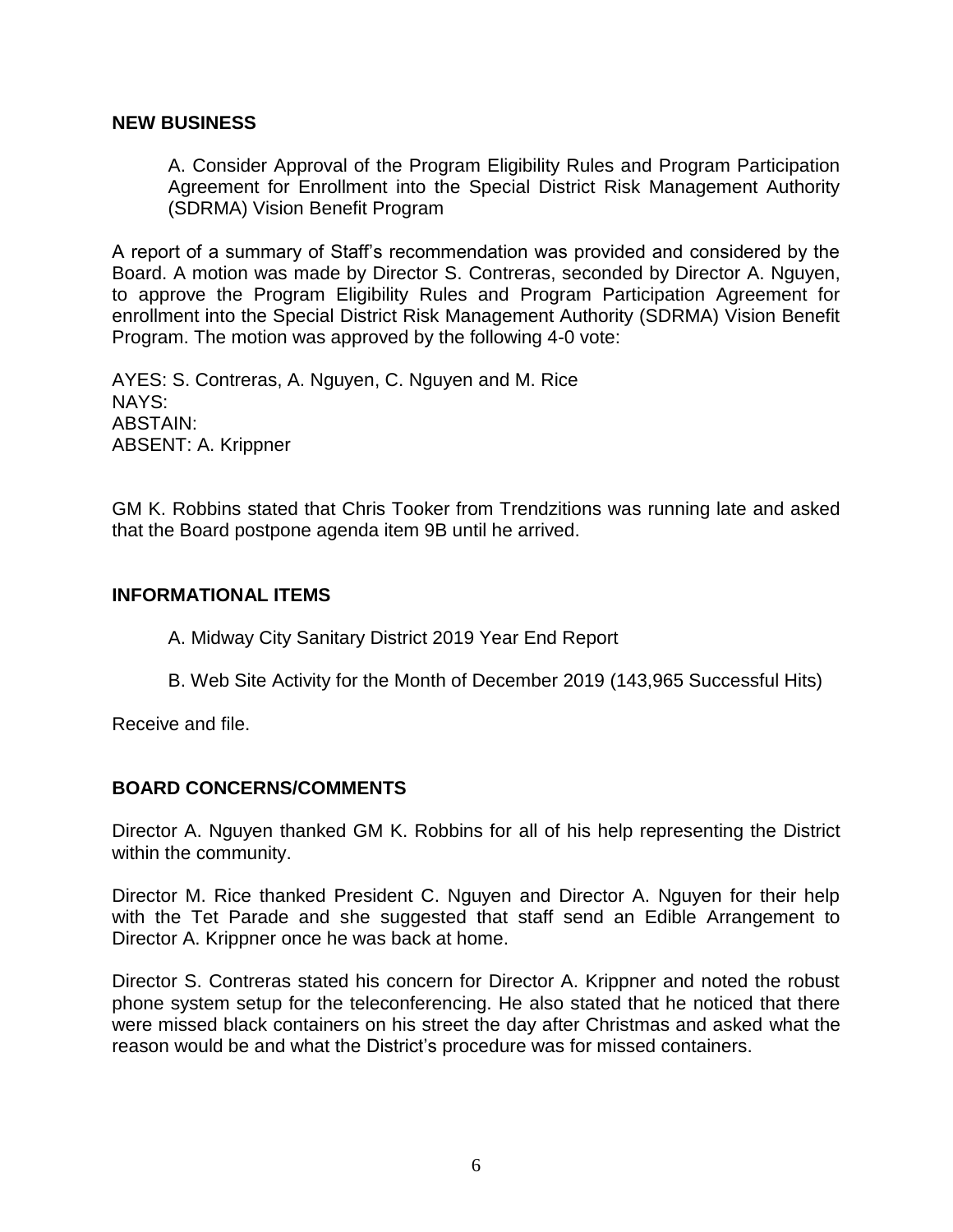## NEW BUSINESS

A. Consider Approval of the Program Eligibility Rules and Program Participation Agreement for Enrollment into the Special District Risk Management Authority (SDRMA) Vision Benefit Program

A report of a summary of Staff's recommendation was provided and considered by the Board. A motion was made by Director S. Contreras, seconded by Director A. Nguyen, to approve the Program Eligibility Rules and Program Participation Agreement for enrollment into the Special District Risk Management Authority (SDRMA) Vision Benefit Program. The motion was approved by the following 4-0 vote:

AYES: S. Contreras, A. Nguyen, C. Nguyen and M. Rice
NAYS:
ABSTAIN:
ABSENT: A. Krippner

GM K. Robbins stated that Chris Tooker from Trendzitions was running late and asked that the Board postpone agenda item 9B until he arrived.

## INFORMATIONAL ITEMS

A. Midway City Sanitary District 2019 Year End Report

B. Web Site Activity for the Month of December 2019 (143,965 Successful Hits)

Receive and file.

## BOARD CONCERNS/COMMENTS

Director A. Nguyen thanked GM K. Robbins for all of his help representing the District within the community.

Director M. Rice thanked President C. Nguyen and Director A. Nguyen for their help with the Tet Parade and she suggested that staff send an Edible Arrangement to Director A. Krippner once he was back at home.

Director S. Contreras stated his concern for Director A. Krippner and noted the robust phone system setup for the teleconferencing. He also stated that he noticed that there were missed black containers on his street the day after Christmas and asked what the reason would be and what the District's procedure was for missed containers.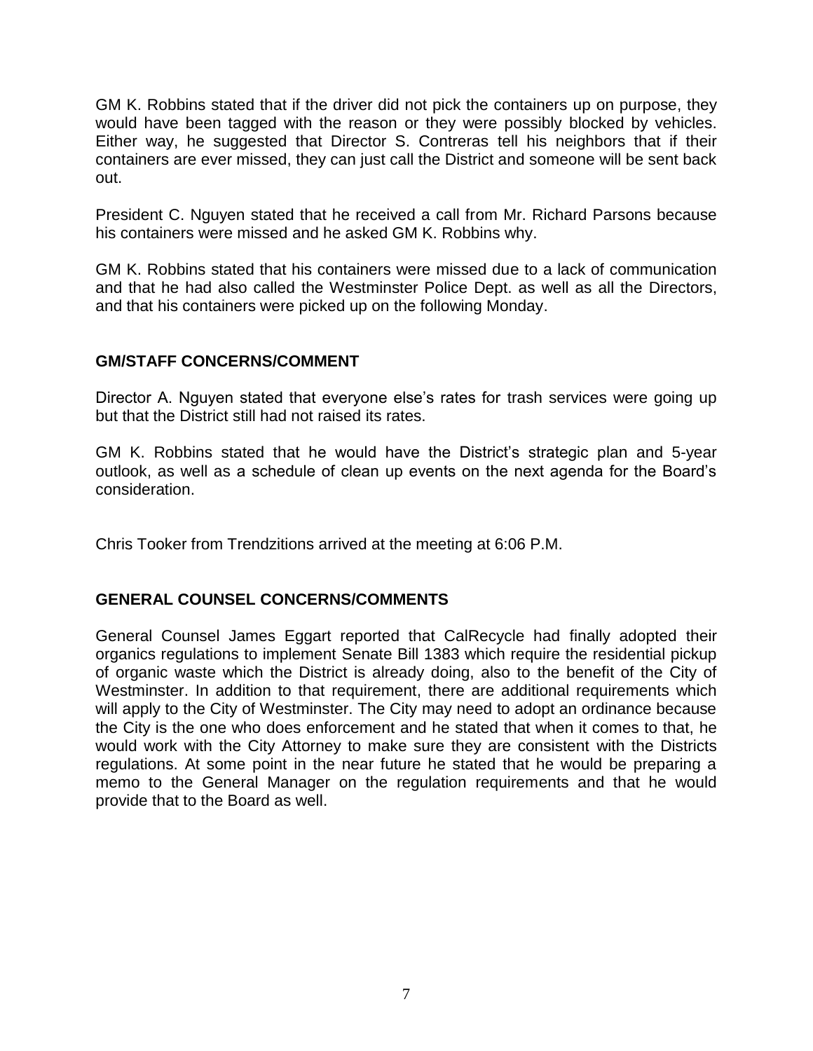GM K. Robbins stated that if the driver did not pick the containers up on purpose, they would have been tagged with the reason or they were possibly blocked by vehicles. Either way, he suggested that Director S. Contreras tell his neighbors that if their containers are ever missed, they can just call the District and someone will be sent back out.

President C. Nguyen stated that he received a call from Mr. Richard Parsons because his containers were missed and he asked GM K. Robbins why.

GM K. Robbins stated that his containers were missed due to a lack of communication and that he had also called the Westminster Police Dept. as well as all the Directors, and that his containers were picked up on the following Monday.

## GM/STAFF CONCERNS/COMMENT

Director A. Nguyen stated that everyone else's rates for trash services were going up but that the District still had not raised its rates.

GM K. Robbins stated that he would have the District's strategic plan and 5-year outlook, as well as a schedule of clean up events on the next agenda for the Board's consideration.

Chris Tooker from Trendzitions arrived at the meeting at 6:06 P.M.

## GENERAL COUNSEL CONCERNS/COMMENTS

General Counsel James Eggart reported that CalRecycle had finally adopted their organics regulations to implement Senate Bill 1383 which require the residential pickup of organic waste which the District is already doing, also to the benefit of the City of Westminster. In addition to that requirement, there are additional requirements which will apply to the City of Westminster. The City may need to adopt an ordinance because the City is the one who does enforcement and he stated that when it comes to that, he would work with the City Attorney to make sure they are consistent with the Districts regulations. At some point in the near future he stated that he would be preparing a memo to the General Manager on the regulation requirements and that he would provide that to the Board as well.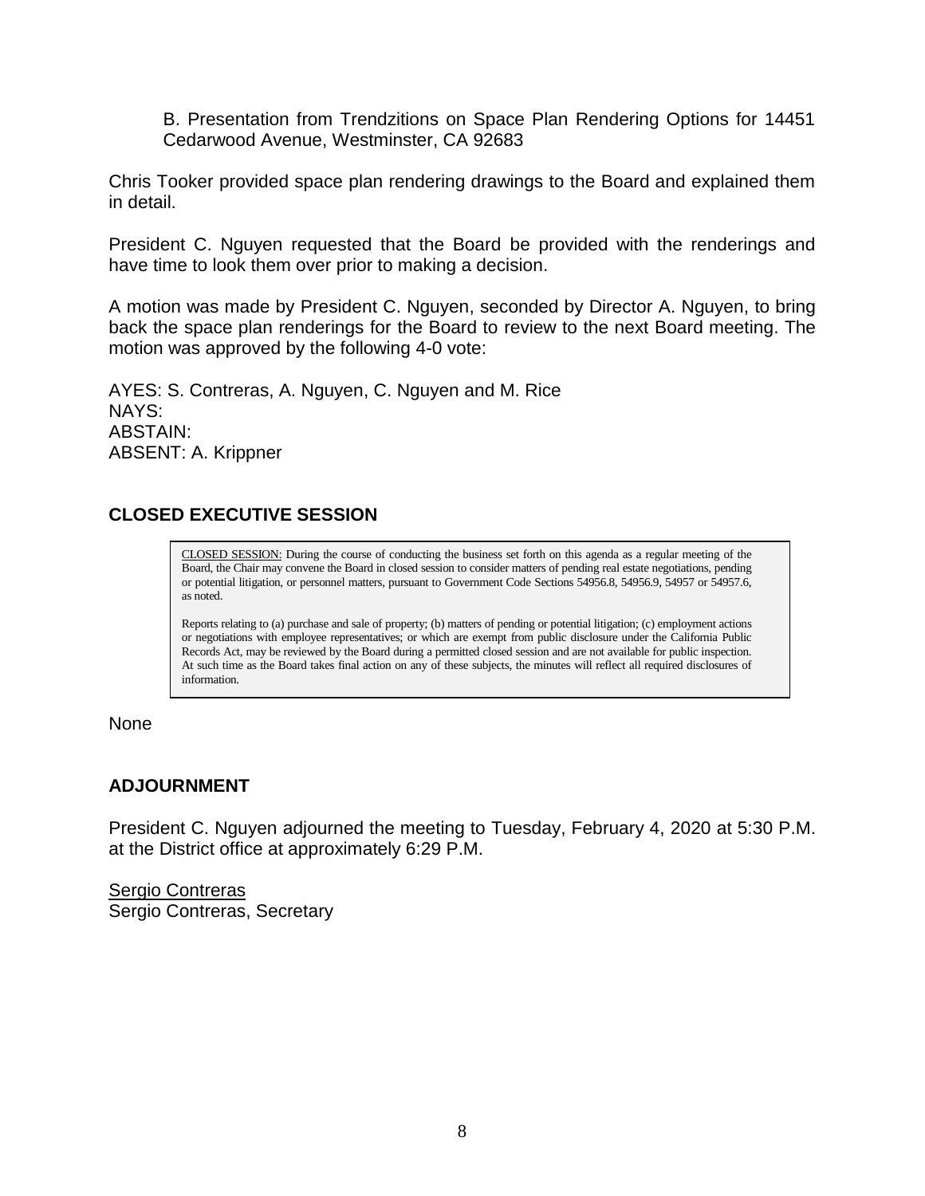B. Presentation from Trendzitions on Space Plan Rendering Options for 14451 Cedarwood Avenue, Westminster, CA 92683

Chris Tooker provided space plan rendering drawings to the Board and explained them in detail.

President C. Nguyen requested that the Board be provided with the renderings and have time to look them over prior to making a decision.

A motion was made by President C. Nguyen, seconded by Director A. Nguyen, to bring back the space plan renderings for the Board to review to the next Board meeting. The motion was approved by the following 4-0 vote:

AYES: S. Contreras, A. Nguyen, C. Nguyen and M. Rice
NAYS:
ABSTAIN:
ABSENT: A. Krippner

## CLOSED EXECUTIVE SESSION

> CLOSED SESSION: During the course of conducting the business set forth on this agenda as a regular meeting of the Board, the Chair may convene the Board in closed session to consider matters of pending real estate negotiations, pending or potential litigation, or personnel matters, pursuant to Government Code Sections 54956.8, 54956.9, 54957 or 54957.6, as noted.
>
> Reports relating to (a) purchase and sale of property; (b) matters of pending or potential litigation; (c) employment actions or negotiations with employee representatives; or which are exempt from public disclosure under the California Public Records Act, may be reviewed by the Board during a permitted closed session and are not available for public inspection. At such time as the Board takes final action on any of these subjects, the minutes will reflect all required disclosures of information.

None

## ADJOURNMENT

President C. Nguyen adjourned the meeting to Tuesday, February 4, 2020 at 5:30 P.M. at the District office at approximately 6:29 P.M.

Sergio Contreras
Sergio Contreras, Secretary